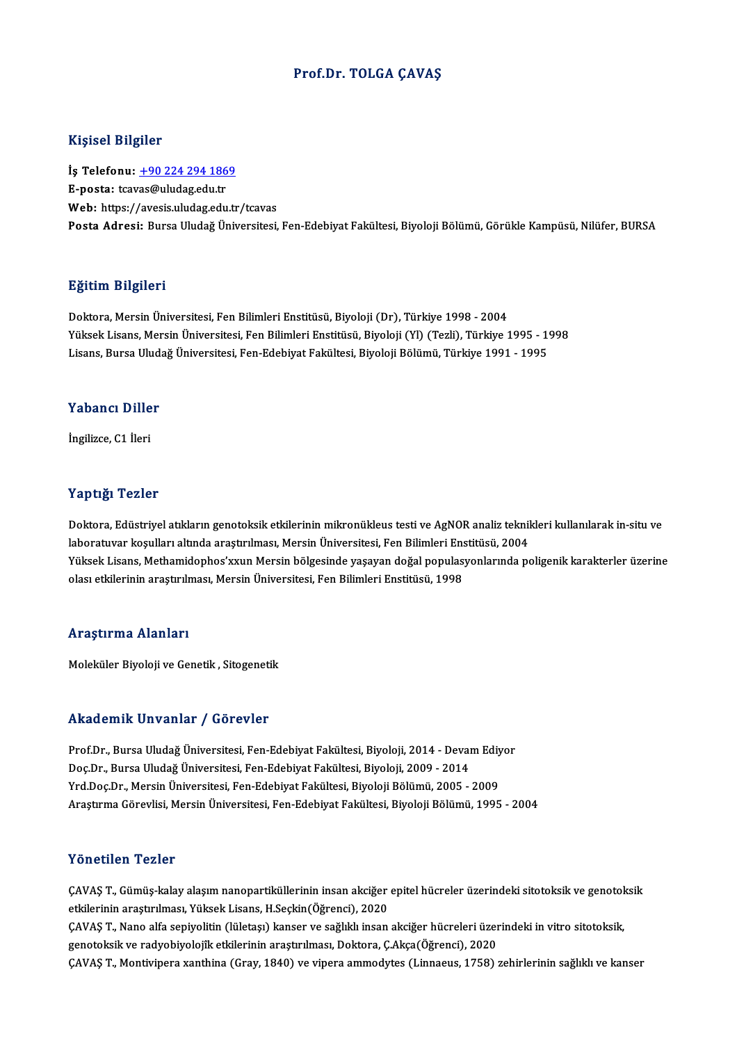# Prof.Dr. TOLGA ÇAVAŞ

## Kişisel Bilgiler

**İş Telefonu:** +90 224 294 1869
**E-posta:** tcavas@uludag.edu.tr
**Web:** https://avesis.uludag.edu.tr/tcavas
**Posta Adresi:** Bursa Uludağ Üniversitesi, Fen-Edebiyat Fakültesi, Biyoloji Bölümü, Görükle Kampüsü, Nilüfer, BURSA

## Eğitim Bilgileri

Doktora, Mersin Üniversitesi, Fen Bilimleri Enstitüsü, Biyoloji (Dr), Türkiye 1998 - 2004
Yüksek Lisans, Mersin Üniversitesi, Fen Bilimleri Enstitüsü, Biyoloji (Yl) (Tezli), Türkiye 1995 - 1998
Lisans, Bursa Uludağ Üniversitesi, Fen-Edebiyat Fakültesi, Biyoloji Bölümü, Türkiye 1991 - 1995

## Yabancı Diller

İngilizce, C1 İleri

## Yaptığı Tezler

Doktora, Edüstriyel atıkların genotoksik etkilerinin mikronükleus testi ve AgNOR analiz teknikleri kullanılarak in-situ ve laboratuvar koşulları altında araştırılması, Mersin Üniversitesi, Fen Bilimleri Enstitüsü, 2004
Yüksek Lisans, Methamidophos'xxun Mersin bölgesinde yaşayan doğal populasyonlarında poligenik karakterler üzerine olası etkilerinin araştırılması, Mersin Üniversitesi, Fen Bilimleri Enstitüsü, 1998

## Araştırma Alanları

Moleküler Biyoloji ve Genetik , Sitogenetik

## Akademik Unvanlar / Görevler

Prof.Dr., Bursa Uludağ Üniversitesi, Fen-Edebiyat Fakültesi, Biyoloji, 2014 - Devam Ediyor
Doç.Dr., Bursa Uludağ Üniversitesi, Fen-Edebiyat Fakültesi, Biyoloji, 2009 - 2014
Yrd.Doç.Dr., Mersin Üniversitesi, Fen-Edebiyat Fakültesi, Biyoloji Bölümü, 2005 - 2009
Araştırma Görevlisi, Mersin Üniversitesi, Fen-Edebiyat Fakültesi, Biyoloji Bölümü, 1995 - 2004

## Yönetilen Tezler

ÇAVAŞ T., Gümüş-kalay alaşım nanopartiküllerinin insan akciğer epitel hücreler üzerindeki sitotoksik ve genotoksik etkilerinin araştırılması, Yüksek Lisans, H.Seçkin(Öğrenci), 2020
ÇAVAŞ T., Nano alfa sepiyolitin (lületaşı) kanser ve sağlıklı insan akciğer hücreleri üzerindeki in vitro sitotoksik, genotoksik ve radyobiyolojik etkilerinin araştırılması, Doktora, Ç.Akça(Öğrenci), 2020
ÇAVAŞ T., Montivipera xanthina (Gray, 1840) ve vipera ammodytes (Linnaeus, 1758) zehirlerinin sağlıklı ve kanser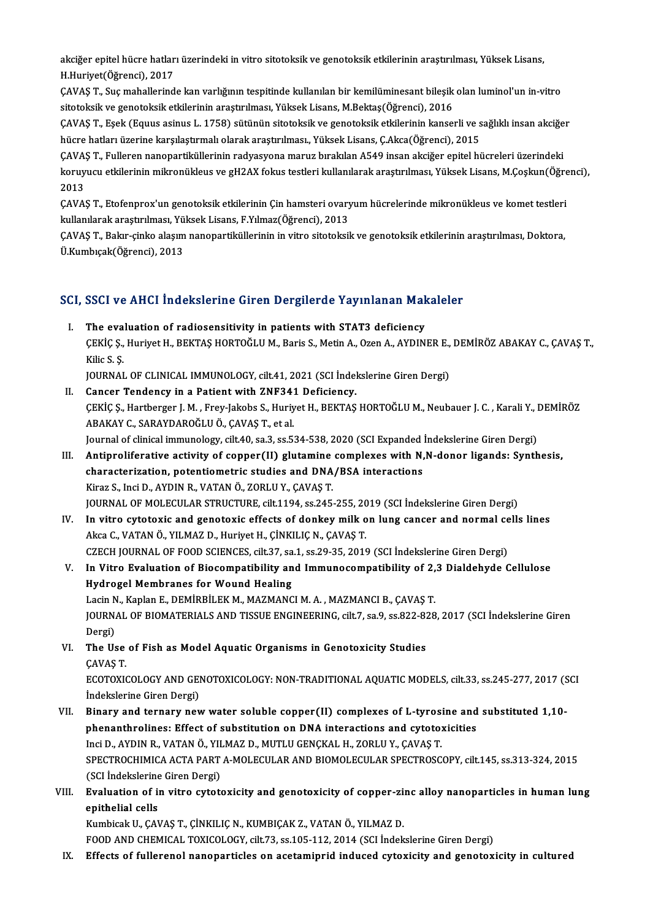akciğer epitel hücre hatları üzerindeki in vitro sitotoksik ve genotoksik etkilerinin araştırılması, Yüksek Lisans, H.Huriyet(Öğrenci), 2017

ÇAVAŞ T., Suç mahallerinde kan varlığının tespitinde kullanılan bir kemilüminesant bileşik olan luminol'un in-vitro sitotoksik ve genotoksik etkilerinin araştırılması, Yüksek Lisans, M.Bektaş(Öğrenci), 2016

ÇAVAŞ T., Eşek (Equus asinus L. 1758) sütünün sitotoksik ve genotoksik etkilerinin kanserli ve sağlıklı insan akciğer hücre hatları üzerine karşılaştırmalı olarak araştırılması., Yüksek Lisans, Ç.Akca(Öğrenci), 2015

ÇAVAŞ T., Fulleren nanopartiküllerinin radyasyona maruz bırakılan A549 insan akciğer epitel hücreleri üzerindeki koruyucu etkilerinin mikronükleus ve gH2AX fokus testleri kullanılarak araştırılması, Yüksek Lisans, M.Çoşkun(Öğrenci), 2013

ÇAVAŞ T., Etofenprox'un genotoksik etkilerinin Çin hamsteri ovaryum hücrelerinde mikronükleus ve komet testleri kullanılarak araştırılması, Yüksek Lisans, F.Yılmaz(Öğrenci), 2013

ÇAVAŞ T., Bakır-çinko alaşım nanopartiküllerinin in vitro sitotoksik ve genotoksik etkilerinin araştırılması, Doktora, Ü.Kumbıçak(Öğrenci), 2013

## SCI, SSCI ve AHCI İndekslerine Giren Dergilerde Yayınlanan Makaleler

I. **The evaluation of radiosensitivity in patients with STAT3 deficiency**
ÇEKİÇ Ş., Huriyet H., BEKTAŞ HORTOĞLU M., Baris S., Metin A., Ozen A., AYDINER E., DEMİRÖZ ABAKAY C., ÇAVAŞ T., Kilic S. Ş.
JOURNAL OF CLINICAL IMMUNOLOGY, cilt.41, 2021 (SCI İndekslerine Giren Dergi)

II. **Cancer Tendency in a Patient with ZNF341 Deficiency.**
ÇEKİÇ Ş., Hartberger J. M. , Frey-Jakobs S., Huriyet H., BEKTAŞ HORTOĞLU M., Neubauer J. C. , Karali Y., DEMİRÖZ ABAKAY C., SARAYDAROĞLU Ö., ÇAVAŞ T., et al.
Journal of clinical immunology, cilt.40, sa.3, ss.534-538, 2020 (SCI Expanded İndekslerine Giren Dergi)

III. **Antiproliferative activity of copper(II) glutamine complexes with N,N-donor ligands: Synthesis, characterization, potentiometric studies and DNA/BSA interactions**
Kiraz S., Inci D., AYDIN R., VATAN Ö., ZORLU Y., ÇAVAŞ T.
JOURNAL OF MOLECULAR STRUCTURE, cilt.1194, ss.245-255, 2019 (SCI İndekslerine Giren Dergi)

IV. **In vitro cytotoxic and genotoxic effects of donkey milk on lung cancer and normal cells lines**
Akca C., VATAN Ö., YILMAZ D., Huriyet H., ÇİNKILIÇ N., ÇAVAŞ T.
CZECH JOURNAL OF FOOD SCIENCES, cilt.37, sa.1, ss.29-35, 2019 (SCI İndekslerine Giren Dergi)

V. **In Vitro Evaluation of Biocompatibility and Immunocompatibility of 2,3 Dialdehyde Cellulose Hydrogel Membranes for Wound Healing**
Lacin N., Kaplan E., DEMİRBİLEK M., MAZMANCI M. A. , MAZMANCI B., ÇAVAŞ T.
JOURNAL OF BIOMATERIALS AND TISSUE ENGINEERING, cilt.7, sa.9, ss.822-828, 2017 (SCI İndekslerine Giren Dergi)

VI. **The Use of Fish as Model Aquatic Organisms in Genotoxicity Studies**
ÇAVAŞ T.
ECOTOXICOLOGY AND GENOTOXICOLOGY: NON-TRADITIONAL AQUATIC MODELS, cilt.33, ss.245-277, 2017 (SCI İndekslerine Giren Dergi)

VII. **Binary and ternary new water soluble copper(II) complexes of L-tyrosine and substituted 1,10-phenanthrolines: Effect of substitution on DNA interactions and cytotoxicities**
Inci D., AYDIN R., VATAN Ö., YILMAZ D., MUTLU GENÇKAL H., ZORLU Y., ÇAVAŞ T.
SPECTROCHIMICA ACTA PART A-MOLECULAR AND BIOMOLECULAR SPECTROSCOPY, cilt.145, ss.313-324, 2015 (SCI İndekslerine Giren Dergi)

VIII. **Evaluation of in vitro cytotoxicity and genotoxicity of copper-zinc alloy nanoparticles in human lung epithelial cells**
Kumbicak U., ÇAVAŞ T., ÇİNKILIÇ N., KUMBIÇAK Z., VATAN Ö., YILMAZ D.
FOOD AND CHEMICAL TOXICOLOGY, cilt.73, ss.105-112, 2014 (SCI İndekslerine Giren Dergi)

IX. **Effects of fullerenol nanoparticles on acetamiprid induced cytoxicity and genotoxicity in cultured**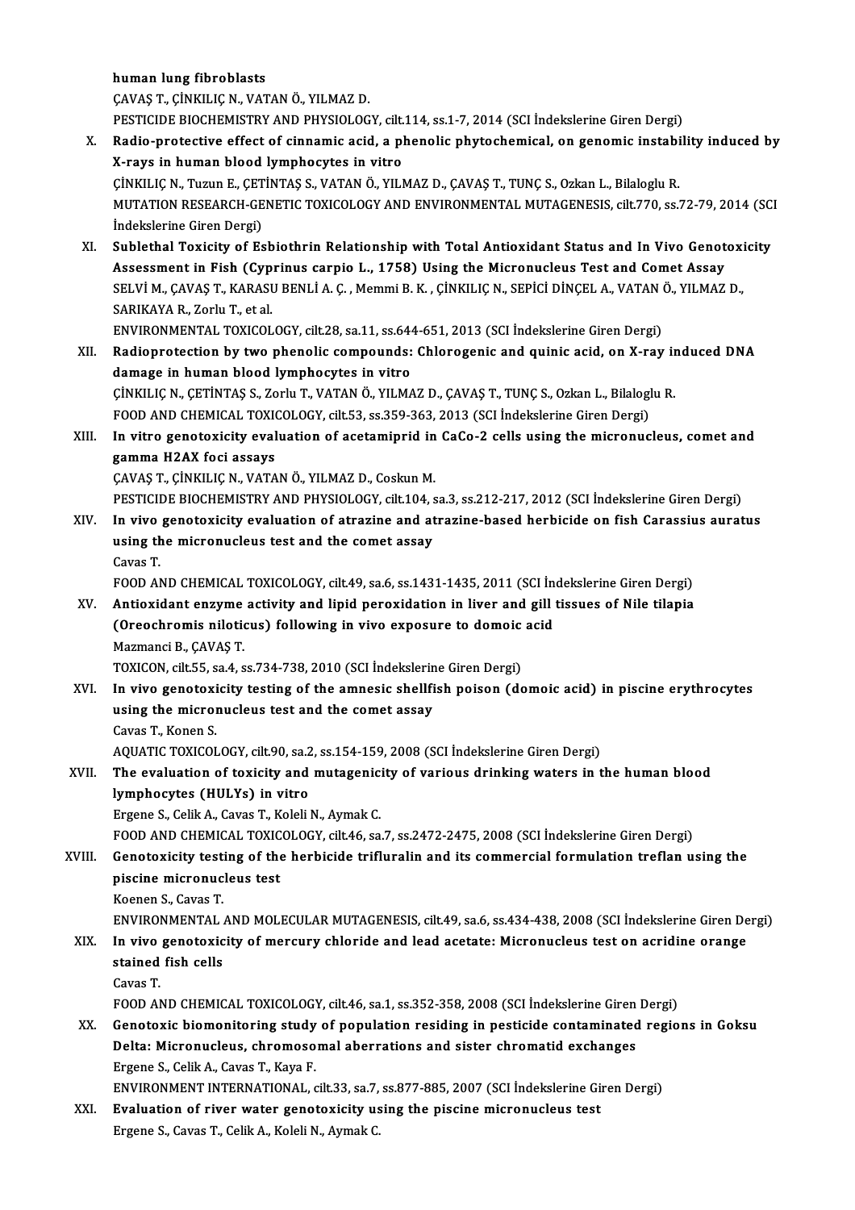human lung fibroblasts
ÇAVAŞ T., ÇİNKILIÇ N., VATAN Ö., YILMAZ D.
PESTICIDE BIOCHEMISTRY AND PHYSIOLOGY, cilt.114, ss.1-7, 2014 (SCI İndekslerine Giren Dergi)

X. **Radio-protective effect of cinnamic acid, a phenolic phytochemical, on genomic instability induced by X-rays in human blood lymphocytes in vitro**
ÇİNKILIÇ N., Tuzun E., ÇETİNTAŞ S., VATAN Ö., YILMAZ D., ÇAVAŞ T., TUNÇ S., Ozkan L., Bilaloglu R.
MUTATION RESEARCH-GENETIC TOXICOLOGY AND ENVIRONMENTAL MUTAGENESIS, cilt.770, ss.72-79, 2014 (SCI İndekslerine Giren Dergi)

XI. **Sublethal Toxicity of Esbiothrin Relationship with Total Antioxidant Status and In Vivo Genotoxicity Assessment in Fish (Cyprinus carpio L., 1758) Using the Micronucleus Test and Comet Assay**
SELVİ M., ÇAVAŞ T., KARASU BENLİ A. Ç. , Memmi B. K. , ÇİNKILIÇ N., SEPİCİ DİNÇEL A., VATAN Ö., YILMAZ D., SARIKAYA R., Zorlu T., et al.
ENVIRONMENTAL TOXICOLOGY, cilt.28, sa.11, ss.644-651, 2013 (SCI İndekslerine Giren Dergi)

XII. **Radioprotection by two phenolic compounds: Chlorogenic and quinic acid, on X-ray induced DNA damage in human blood lymphocytes in vitro**
ÇİNKILIÇ N., ÇETİNTAŞ S., Zorlu T., VATAN Ö., YILMAZ D., ÇAVAŞ T., TUNÇ S., Ozkan L., Bilaloglu R.
FOOD AND CHEMICAL TOXICOLOGY, cilt.53, ss.359-363, 2013 (SCI İndekslerine Giren Dergi)

XIII. **In vitro genotoxicity evaluation of acetamiprid in CaCo-2 cells using the micronucleus, comet and gamma H2AX foci assays**
ÇAVAŞ T., ÇİNKILIÇ N., VATAN Ö., YILMAZ D., Coskun M.
PESTICIDE BIOCHEMISTRY AND PHYSIOLOGY, cilt.104, sa.3, ss.212-217, 2012 (SCI İndekslerine Giren Dergi)

XIV. **In vivo genotoxicity evaluation of atrazine and atrazine-based herbicide on fish Carassius auratus using the micronucleus test and the comet assay**
Cavas T.
FOOD AND CHEMICAL TOXICOLOGY, cilt.49, sa.6, ss.1431-1435, 2011 (SCI İndekslerine Giren Dergi)

XV. **Antioxidant enzyme activity and lipid peroxidation in liver and gill tissues of Nile tilapia (Oreochromis niloticus) following in vivo exposure to domoic acid**
Mazmanci B., ÇAVAŞ T.
TOXICON, cilt.55, sa.4, ss.734-738, 2010 (SCI İndekslerine Giren Dergi)

XVI. **In vivo genotoxicity testing of the amnesic shellfish poison (domoic acid) in piscine erythrocytes using the micronucleus test and the comet assay**
Cavas T., Konen S.
AQUATIC TOXICOLOGY, cilt.90, sa.2, ss.154-159, 2008 (SCI İndekslerine Giren Dergi)

XVII. **The evaluation of toxicity and mutagenicity of various drinking waters in the human blood lymphocytes (HULYs) in vitro**
Ergene S., Celik A., Cavas T., Koleli N., Aymak C.
FOOD AND CHEMICAL TOXICOLOGY, cilt.46, sa.7, ss.2472-2475, 2008 (SCI İndekslerine Giren Dergi)

XVIII. **Genotoxicity testing of the herbicide trifluralin and its commercial formulation treflan using the piscine micronucleus test**
Koenen S., Cavas T.
ENVIRONMENTAL AND MOLECULAR MUTAGENESIS, cilt.49, sa.6, ss.434-438, 2008 (SCI İndekslerine Giren Dergi)

XIX. **In vivo genotoxicity of mercury chloride and lead acetate: Micronucleus test on acridine orange stained fish cells**
Cavas T.
FOOD AND CHEMICAL TOXICOLOGY, cilt.46, sa.1, ss.352-358, 2008 (SCI İndekslerine Giren Dergi)

XX. **Genotoxic biomonitoring study of population residing in pesticide contaminated regions in Goksu Delta: Micronucleus, chromosomal aberrations and sister chromatid exchanges**
Ergene S., Celik A., Cavas T., Kaya F.
ENVIRONMENT INTERNATIONAL, cilt.33, sa.7, ss.877-885, 2007 (SCI İndekslerine Giren Dergi)

XXI. **Evaluation of river water genotoxicity using the piscine micronucleus test**
Ergene S., Cavas T., Celik A., Koleli N., Aymak C.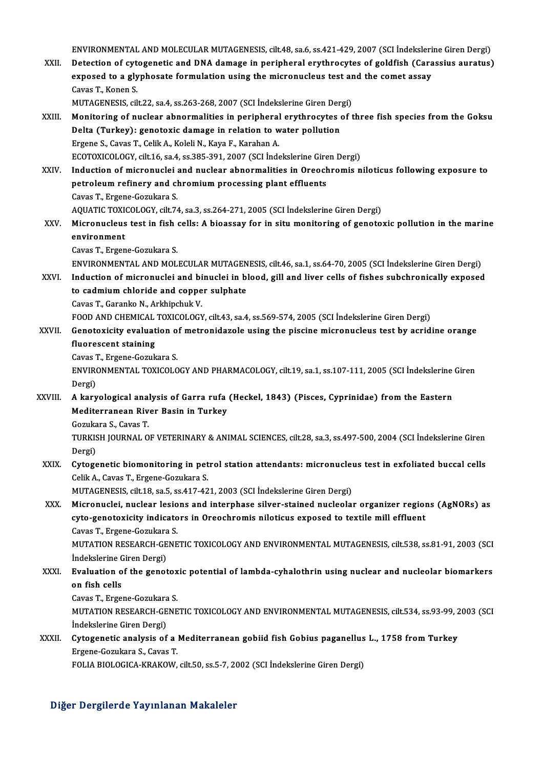ENVIRONMENTAL AND MOLECULAR MUTAGENESIS, cilt.48, sa.6, ss.421-429, 2007 (SCI İndekslerine Giren Dergi)

XXII. **Detection of cytogenetic and DNA damage in peripheral erythrocytes of goldfish (Carassius auratus) exposed to a glyphosate formulation using the micronucleus test and the comet assay**
Cavas T., Konen S.
MUTAGENESIS, cilt.22, sa.4, ss.263-268, 2007 (SCI İndekslerine Giren Dergi)

XXIII. **Monitoring of nuclear abnormalities in peripheral erythrocytes of three fish species from the Goksu Delta (Turkey): genotoxic damage in relation to water pollution**
Ergene S., Cavas T., Celik A., Koleli N., Kaya F., Karahan A.
ECOTOXICOLOGY, cilt.16, sa.4, ss.385-391, 2007 (SCI İndekslerine Giren Dergi)

XXIV. **Induction of micronuclei and nuclear abnormalities in Oreochromis niloticus following exposure to petroleum refinery and chromium processing plant effluents**
Cavas T., Ergene-Gozukara S.
AQUATIC TOXICOLOGY, cilt.74, sa.3, ss.264-271, 2005 (SCI İndekslerine Giren Dergi)

XXV. **Micronucleus test in fish cells: A bioassay for in situ monitoring of genotoxic pollution in the marine environment**
Cavas T., Ergene-Gozukara S.
ENVIRONMENTAL AND MOLECULAR MUTAGENESIS, cilt.46, sa.1, ss.64-70, 2005 (SCI İndekslerine Giren Dergi)

XXVI. **Induction of micronuclei and binuclei in blood, gill and liver cells of fishes subchronically exposed to cadmium chloride and copper sulphate**
Cavas T., Garanko N., Arkhipchuk V.
FOOD AND CHEMICAL TOXICOLOGY, cilt.43, sa.4, ss.569-574, 2005 (SCI İndekslerine Giren Dergi)

XXVII. **Genotoxicity evaluation of metronidazole using the piscine micronucleus test by acridine orange fluorescent staining**
Cavas T., Ergene-Gozukara S.
ENVIRONMENTAL TOXICOLOGY AND PHARMACOLOGY, cilt.19, sa.1, ss.107-111, 2005 (SCI İndekslerine Giren Dergi)

XXVIII. **A karyological analysis of Garra rufa (Heckel, 1843) (Pisces, Cyprinidae) from the Eastern Mediterranean River Basin in Turkey**
Gozukara S., Cavas T.
TURKISH JOURNAL OF VETERINARY & ANIMAL SCIENCES, cilt.28, sa.3, ss.497-500, 2004 (SCI İndekslerine Giren Dergi)

XXIX. **Cytogenetic biomonitoring in petrol station attendants: micronucleus test in exfoliated buccal cells**
Celik A., Cavas T., Ergene-Gozukara S.
MUTAGENESIS, cilt.18, sa.5, ss.417-421, 2003 (SCI İndekslerine Giren Dergi)

XXX. **Micronuclei, nuclear lesions and interphase silver-stained nucleolar organizer regions (AgNORs) as cyto-genotoxicity indicators in Oreochromis niloticus exposed to textile mill effluent**
Cavas T., Ergene-Gozukara S.
MUTATION RESEARCH-GENETIC TOXICOLOGY AND ENVIRONMENTAL MUTAGENESIS, cilt.538, ss.81-91, 2003 (SCI İndekslerine Giren Dergi)

XXXI. **Evaluation of the genotoxic potential of lambda-cyhalothrin using nuclear and nucleolar biomarkers on fish cells**
Cavas T., Ergene-Gozukara S.
MUTATION RESEARCH-GENETIC TOXICOLOGY AND ENVIRONMENTAL MUTAGENESIS, cilt.534, ss.93-99, 2003 (SCI İndekslerine Giren Dergi)

XXXII. **Cytogenetic analysis of a Mediterranean gobiid fish Gobius paganellus L., 1758 from Turkey**
Ergene-Gozukara S., Cavas T.
FOLIA BIOLOGICA-KRAKOW, cilt.50, ss.5-7, 2002 (SCI İndekslerine Giren Dergi)

## Diğer Dergilerde Yayınlanan Makaleler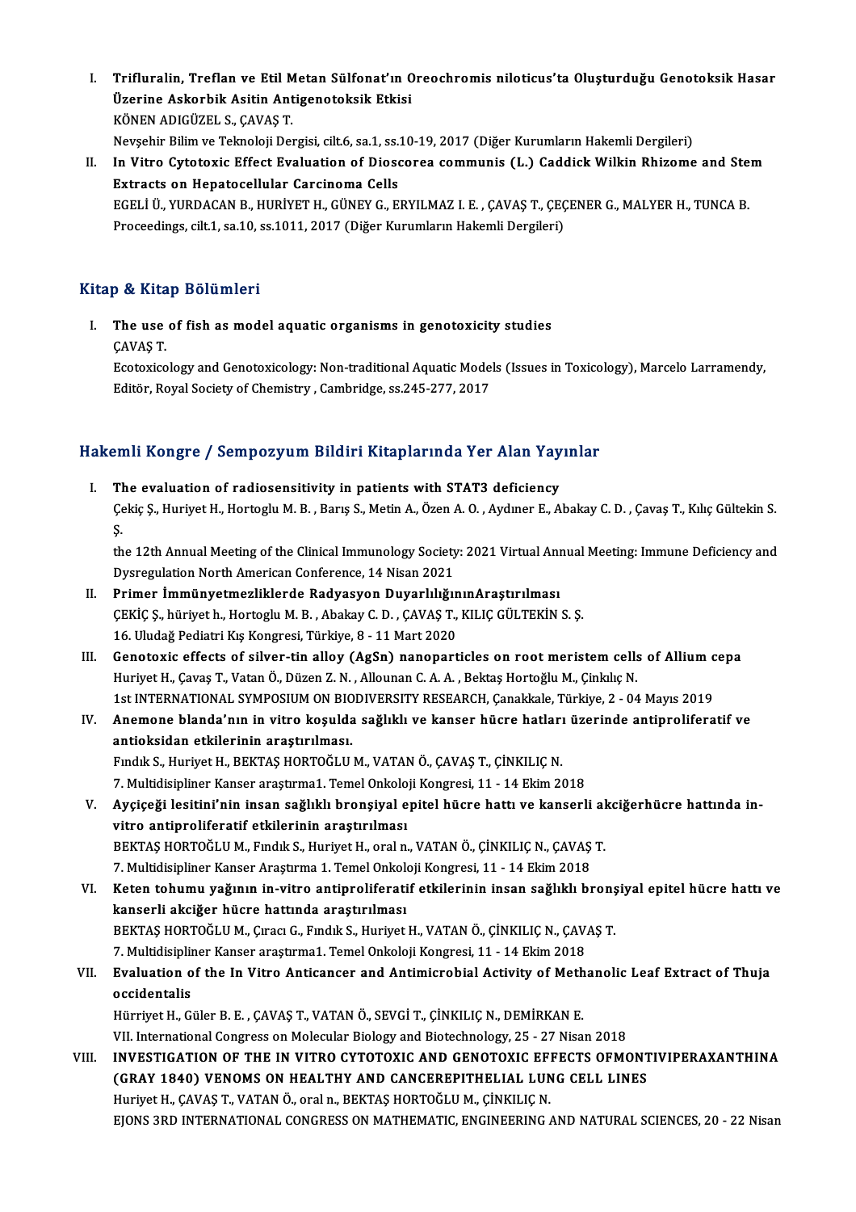I. **Trifluralin, Treflan ve Etil Metan Sülfonat'ın Oreochromis niloticus'ta Oluşturduğu Genotoksik Hasar Üzerine Askorbik Asitin Antigenotoksik Etkisi**
   KÖNEN ADIGÜZEL S., ÇAVAŞ T.
   Nevşehir Bilim ve Teknoloji Dergisi, cilt.6, sa.1, ss.10-19, 2017 (Diğer Kurumların Hakemli Dergileri)
II. **In Vitro Cytotoxic Effect Evaluation of Dioscorea communis (L.) Caddick Wilkin Rhizome and Stem Extracts on Hepatocellular Carcinoma Cells**
   EGELİ Ü., YURDACAN B., HURİYET H., GÜNEY G., ERYILMAZ I. E. , ÇAVAŞ T., ÇEÇENER G., MALYER H., TUNCA B.
   Proceedings, cilt.1, sa.10, ss.1011, 2017 (Diğer Kurumların Hakemli Dergileri)

## Kitap & Kitap Bölümleri

I. **The use of fish as model aquatic organisms in genotoxicity studies**
   ÇAVAŞ T.
   Ecotoxicology and Genotoxicology: Non-traditional Aquatic Models (Issues in Toxicology), Marcelo Larramendy, Editör, Royal Society of Chemistry , Cambridge, ss.245-277, 2017

## Hakemli Kongre / Sempozyum Bildiri Kitaplarında Yer Alan Yayınlar

I. **The evaluation of radiosensitivity in patients with STAT3 deficiency**
   Çekiç Ş., Huriyet H., Hortoglu M. B. , Barış S., Metin A., Özen A. O. , Aydıner E., Abakay C. D. , Çavaş T., Kılıç Gültekin S. Ş.
   the 12th Annual Meeting of the Clinical Immunology Society: 2021 Virtual Annual Meeting: Immune Deficiency and Dysregulation North American Conference, 14 Nisan 2021
II. **Primer İmmünyetmezliklerde Radyasyon DuyarlılığınınAraştırılması**
   ÇEKİÇ Ş., hüriyet h., Hortoglu M. B. , Abakay C. D. , ÇAVAŞ T., KILIÇ GÜLTEKİN S. Ş.
   16. Uludağ Pediatri Kış Kongresi, Türkiye, 8 - 11 Mart 2020
III. **Genotoxic effects of silver-tin alloy (AgSn) nanoparticles on root meristem cells of Allium cepa**
   Huriyet H., Çavaş T., Vatan Ö., Düzen Z. N. , Allounan C. A. A. , Bektaş Hortoğlu M., Çinkılıç N.
   1st INTERNATIONAL SYMPOSIUM ON BIODIVERSITY RESEARCH, Çanakkale, Türkiye, 2 - 04 Mayıs 2019
IV. **Anemone blanda'nın in vitro koşulda sağlıklı ve kanser hücre hatları üzerinde antiproliferatif ve antioksidan etkilerinin araştırılması.**
   Fındık S., Huriyet H., BEKTAŞ HORTOĞLU M., VATAN Ö., ÇAVAŞ T., ÇİNKILIÇ N.
   7. Multidisipliner Kanser araştırma1. Temel Onkoloji Kongresi, 11 - 14 Ekim 2018
V. **Ayçiçeği lesitini'nin insan sağlıklı bronşiyal epitel hücre hattı ve kanserli akciğerhücre hattında in-vitro antiproliferatif etkilerinin araştırılması**
   BEKTAŞ HORTOĞLU M., Fındık S., Huriyet H., oral n., VATAN Ö., ÇİNKILIÇ N., ÇAVAŞ T.
   7. Multidisipliner Kanser Araştırma 1. Temel Onkoloji Kongresi, 11 - 14 Ekim 2018
VI. **Keten tohumu yağının in-vitro antiproliferatif etkilerinin insan sağlıklı bronşiyal epitel hücre hattı ve kanserli akciğer hücre hattında araştırılması**
   BEKTAŞ HORTOĞLU M., Çıracı G., Fındık S., Huriyet H., VATAN Ö., ÇİNKILIÇ N., ÇAVAŞ T.
   7. Multidisipliner Kanser araştırma1. Temel Onkoloji Kongresi, 11 - 14 Ekim 2018
VII. **Evaluation of the In Vitro Anticancer and Antimicrobial Activity of Methanolic Leaf Extract of Thuja occidentalis**
   Hürriyet H., Güler B. E. , ÇAVAŞ T., VATAN Ö., SEVGİ T., ÇİNKILIÇ N., DEMİRKAN E.
   VII. International Congress on Molecular Biology and Biotechnology, 25 - 27 Nisan 2018
VIII. **INVESTIGATION OF THE IN VITRO CYTOTOXIC AND GENOTOXIC EFFECTS OFMONTIVIPERAXANTHINA (GRAY 1840) VENOMS ON HEALTHY AND CANCEREPITHELIAL LUNG CELL LINES**
   Huriyet H., ÇAVAŞ T., VATAN Ö., oral n., BEKTAŞ HORTOĞLU M., ÇİNKILIÇ N.
   EJONS 3RD INTERNATIONAL CONGRESS ON MATHEMATIC, ENGINEERING AND NATURAL SCIENCES, 20 - 22 Nisan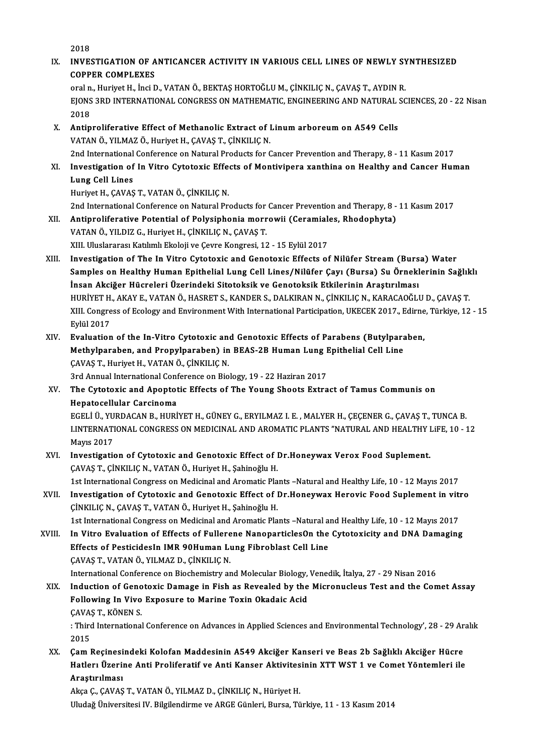2018

IX. **INVESTIGATION OF ANTICANCER ACTIVITY IN VARIOUS CELL LINES OF NEWLY SYNTHESIZED COPPER COMPLEXES**
oral n., Huriyet H., İnci D., VATAN Ö., BEKTAŞ HORTOĞLU M., ÇİNKILIÇ N., ÇAVAŞ T., AYDIN R.
EJONS 3RD INTERNATIONAL CONGRESS ON MATHEMATIC, ENGINEERING AND NATURAL SCIENCES, 20 - 22 Nisan 2018

X. **Antiproliferative Effect of Methanolic Extract of Linum arboreum on A549 Cells**
VATAN Ö., YILMAZ Ö., Huriyet H., ÇAVAŞ T., ÇİNKILIÇ N.
2nd International Conference on Natural Products for Cancer Prevention and Therapy, 8 - 11 Kasım 2017

XI. **Investigation of In Vitro Cytotoxic Effects of Montivipera xanthina on Healthy and Cancer Human Lung Cell Lines**
Huriyet H., ÇAVAŞ T., VATAN Ö., ÇİNKILIÇ N.
2nd International Conference on Natural Products for Cancer Prevention and Therapy, 8 - 11 Kasım 2017

XII. **Antiproliferative Potential of Polysiphonia morrowii (Ceramiales, Rhodophyta)**
VATAN Ö., YILDIZ G., Huriyet H., ÇİNKILIÇ N., ÇAVAŞ T.
XIII. Uluslararası Katılımlı Ekoloji ve Çevre Kongresi, 12 - 15 Eylül 2017

XIII. **Investigation of The In Vitro Cytotoxic and Genotoxic Effects of Nilüfer Stream (Bursa) Water Samples on Healthy Human Epithelial Lung Cell Lines/Nilüfer Çayı (Bursa) Su Örneklerinin Sağlıklı İnsan Akciğer Hücreleri Üzerindeki Sitotoksik ve Genotoksik Etkilerinin Araştırılması**
HURİYET H., AKAY E., VATAN Ö., HASRET S., KANDER S., DALKIRAN N., ÇİNKILIÇ N., KARACAOĞLU D., ÇAVAŞ T.
XIII. Congress of Ecology and Environment With International Participation, UKECEK 2017., Edirne, Türkiye, 12 - 15 Eylül 2017

XIV. **Evaluation of the In-Vitro Cytotoxic and Genotoxic Effects of Parabens (Butylparaben, Methylparaben, and Propylparaben) in BEAS-2B Human Lung Epithelial Cell Line**
ÇAVAŞ T., Huriyet H., VATAN Ö., ÇİNKILIÇ N.
3rd Annual International Conference on Biology, 19 - 22 Haziran 2017

XV. **The Cytotoxic and Apoptotic Effects of The Young Shoots Extract of Tamus Communis on Hepatocellular Carcinoma**
EGELİ Ü., YURDACAN B., HURİYET H., GÜNEY G., ERYILMAZ I. E. , MALYER H., ÇEÇENER G., ÇAVAŞ T., TUNCA B.
I.INTERNATIONAL CONGRESS ON MEDICINAL AND AROMATIC PLANTS "NATURAL AND HEALTHY LiFE, 10 - 12 Mayıs 2017

XVI. **Investigation of Cytotoxic and Genotoxic Effect of Dr.Honeywax Verox Food Suplement.**
ÇAVAŞ T., ÇİNKILIÇ N., VATAN Ö., Huriyet H., Şahinoğlu H.
1st International Congress on Medicinal and Aromatic Plants –Natural and Healthy Life, 10 - 12 Mayıs 2017

XVII. **Investigation of Cytotoxic and Genotoxic Effect of Dr.Honeywax Herovic Food Suplement in vitro**
ÇİNKILIÇ N., ÇAVAŞ T., VATAN Ö., Huriyet H., Şahinoğlu H.
1st International Congress on Medicinal and Aromatic Plants –Natural and Healthy Life, 10 - 12 Mayıs 2017

XVIII. **In Vitro Evaluation of Effects of Fullerene NanoparticlesOn the Cytotoxicity and DNA Damaging Effects of PesticidesIn IMR 90Human Lung Fibroblast Cell Line**
ÇAVAŞ T., VATAN Ö., YILMAZ D., ÇİNKILIÇ N.
International Conference on Biochemistry and Molecular Biology, Venedik, İtalya, 27 - 29 Nisan 2016

XIX. **Induction of Genotoxic Damage in Fish as Revealed by the Micronucleus Test and the Comet Assay Following In Vivo Exposure to Marine Toxin Okadaic Acid**
ÇAVAŞ T., KÖNEN S.
: Third International Conference on Advances in Applied Sciences and Environmental Technology', 28 - 29 Aralık 2015

XX. **Çam Reçinesindeki Kolofan Maddesinin A549 Akciğer Kanseri ve Beas 2b Sağlıklı Akciğer Hücre Hatlerı Üzerine Anti Proliferatif ve Anti Kanser Aktivitesinin XTT WST 1 ve Comet Yöntemleri ile Araştırılması**
Akça Ç., ÇAVAŞ T., VATAN Ö., YILMAZ D., ÇİNKILIÇ N., Hüriyet H.
Uludağ Üniversitesi IV. Bilgilendirme ve ARGE Günleri, Bursa, Türkiye, 11 - 13 Kasım 2014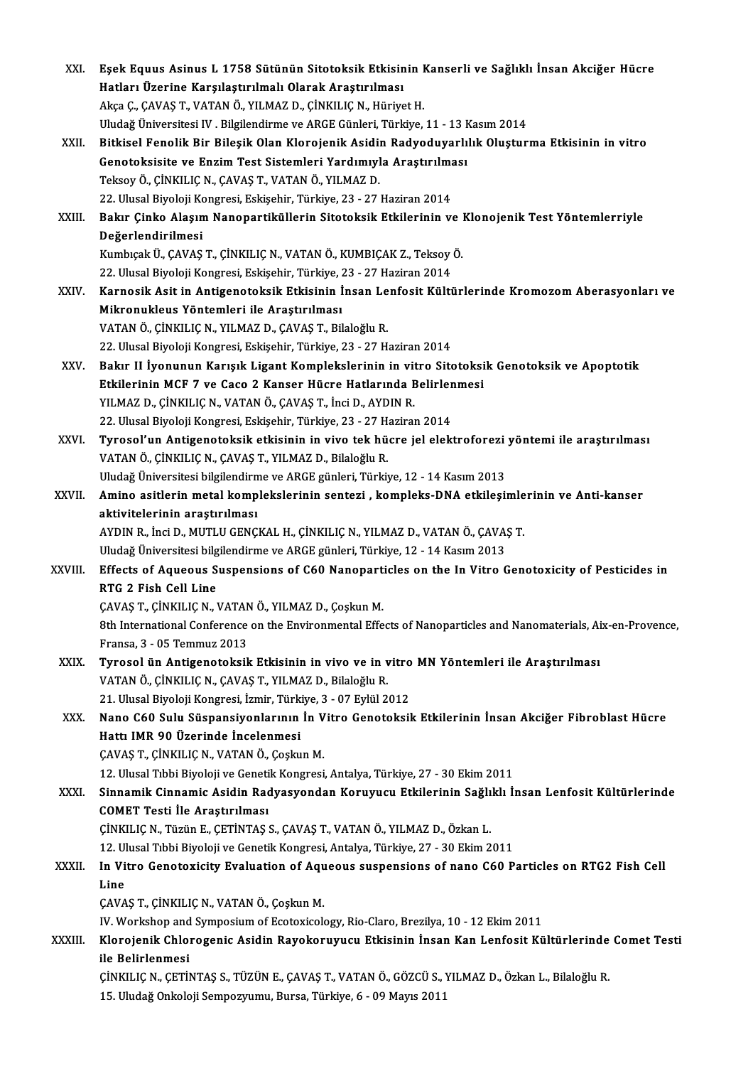XXI. **Eşek Equus Asinus L 1758 Sütünün Sitotoksik Etkisinin Kanserli ve Sağlıklı İnsan Akciğer Hücre Hatları Üzerine Karşılaştırılmalı Olarak Araştırılması**
Akça Ç., ÇAVAŞ T., VATAN Ö., YILMAZ D., ÇİNKILIÇ N., Hüriyet H.
Uludağ Üniversitesi IV . Bilgilendirme ve ARGE Günleri, Türkiye, 11 - 13 Kasım 2014

XXII. **Bitkisel Fenolik Bir Bileşik Olan Klorojenik Asidin Radyoduyarlılık Oluşturma Etkisinin in vitro Genotoksisite ve Enzim Test Sistemleri Yardımıyla Araştırılması**
Teksoy Ö., ÇİNKILIÇ N., ÇAVAŞ T., VATAN Ö., YILMAZ D.
22. Ulusal Biyoloji Kongresi, Eskişehir, Türkiye, 23 - 27 Haziran 2014

XXIII. **Bakır Çinko Alaşım Nanopartiküllerin Sitotoksik Etkilerinin ve Klonojenik Test Yöntemlerriyle Değerlendirilmesi**
Kumbıçak Ü., ÇAVAŞ T., ÇİNKILIÇ N., VATAN Ö., KUMBIÇAK Z., Teksoy Ö.
22. Ulusal Biyoloji Kongresi, Eskişehir, Türkiye, 23 - 27 Haziran 2014

XXIV. **Karnosik Asit in Antigenotoksik Etkisinin İnsan Lenfosit Kültürlerinde Kromozom Aberasyonları ve Mikronukleus Yöntemleri ile Araştırılması**
VATAN Ö., ÇİNKILIÇ N., YILMAZ D., ÇAVAŞ T., Bilaloğlu R.
22. Ulusal Biyoloji Kongresi, Eskişehir, Türkiye, 23 - 27 Haziran 2014

XXV. **Bakır II İyonunun Karışık Ligant Komplekslerinin in vitro Sitotoksik Genotoksik ve Apoptotik Etkilerinin MCF 7 ve Caco 2 Kanser Hücre Hatlarında Belirlenmesi**
YILMAZ D., ÇİNKILIÇ N., VATAN Ö., ÇAVAŞ T., İnci D., AYDIN R.
22. Ulusal Biyoloji Kongresi, Eskişehir, Türkiye, 23 - 27 Haziran 2014

XXVI. **Tyrosol'un Antigenotoksik etkisinin in vivo tek hücre jel elektroforezi yöntemi ile araştırılması**
VATAN Ö., ÇİNKILIÇ N., ÇAVAŞ T., YILMAZ D., Bilaloğlu R.
Uludağ Üniversitesi bilgilendirme ve ARGE günleri, Türkiye, 12 - 14 Kasım 2013

XXVII. **Amino asitlerin metal komplekslerinin sentezi , kompleks-DNA etkileşimlerinin ve Anti-kanser aktivitelerinin araştırılması**
AYDIN R., İnci D., MUTLU GENÇKAL H., ÇİNKILIÇ N., YILMAZ D., VATAN Ö., ÇAVAŞ T.
Uludağ Üniversitesi bilgilendirme ve ARGE günleri, Türkiye, 12 - 14 Kasım 2013

XXVIII. **Effects of Aqueous Suspensions of C60 Nanoparticles on the In Vitro Genotoxicity of Pesticides in RTG 2 Fish Cell Line**
ÇAVAŞ T., ÇİNKILIÇ N., VATAN Ö., YILMAZ D., Çoşkun M.
8th International Conference on the Environmental Effects of Nanoparticles and Nanomaterials, Aix-en-Provence, Fransa, 3 - 05 Temmuz 2013

XXIX. **Tyrosol ün Antigenotoksik Etkisinin in vivo ve in vitro MN Yöntemleri ile Araştırılması**
VATAN Ö., ÇİNKILIÇ N., ÇAVAŞ T., YILMAZ D., Bilaloğlu R.
21. Ulusal Biyoloji Kongresi, İzmir, Türkiye, 3 - 07 Eylül 2012

XXX. **Nano C60 Sulu Süspansiyonlarının İn Vitro Genotoksik Etkilerinin İnsan Akciğer Fibroblast Hücre Hattı IMR 90 Üzerinde İncelenmesi**
ÇAVAŞ T., ÇİNKILIÇ N., VATAN Ö., Çoşkun M.
12. Ulusal Tıbbi Biyoloji ve Genetik Kongresi, Antalya, Türkiye, 27 - 30 Ekim 2011

XXXI. **Sinnamik Cinnamic Asidin Radyasyondan Koruyucu Etkilerinin Sağlıklı İnsan Lenfosit Kültürlerinde COMET Testi İle Araştırılması**
ÇİNKILIÇ N., Tüzün E., ÇETİNTAŞ S., ÇAVAŞ T., VATAN Ö., YILMAZ D., Özkan L.
12. Ulusal Tıbbi Biyoloji ve Genetik Kongresi, Antalya, Türkiye, 27 - 30 Ekim 2011

XXXII. **In Vitro Genotoxicity Evaluation of Aqueous suspensions of nano C60 Particles on RTG2 Fish Cell Line**
ÇAVAŞ T., ÇİNKILIÇ N., VATAN Ö., Çoşkun M.
IV. Workshop and Symposium of Ecotoxicology, Rio-Claro, Brezilya, 10 - 12 Ekim 2011

XXXIII. **Klorojenik Chlorogenic Asidin Rayokoruyucu Etkisinin İnsan Kan Lenfosit Kültürlerinde Comet Testi ile Belirlenmesi**
ÇİNKILIÇ N., ÇETİNTAŞ S., TÜZÜN E., ÇAVAŞ T., VATAN Ö., GÖZCÜ S., YILMAZ D., Özkan L., Bilaloğlu R.
15. Uludağ Onkoloji Sempozyumu, Bursa, Türkiye, 6 - 09 Mayıs 2011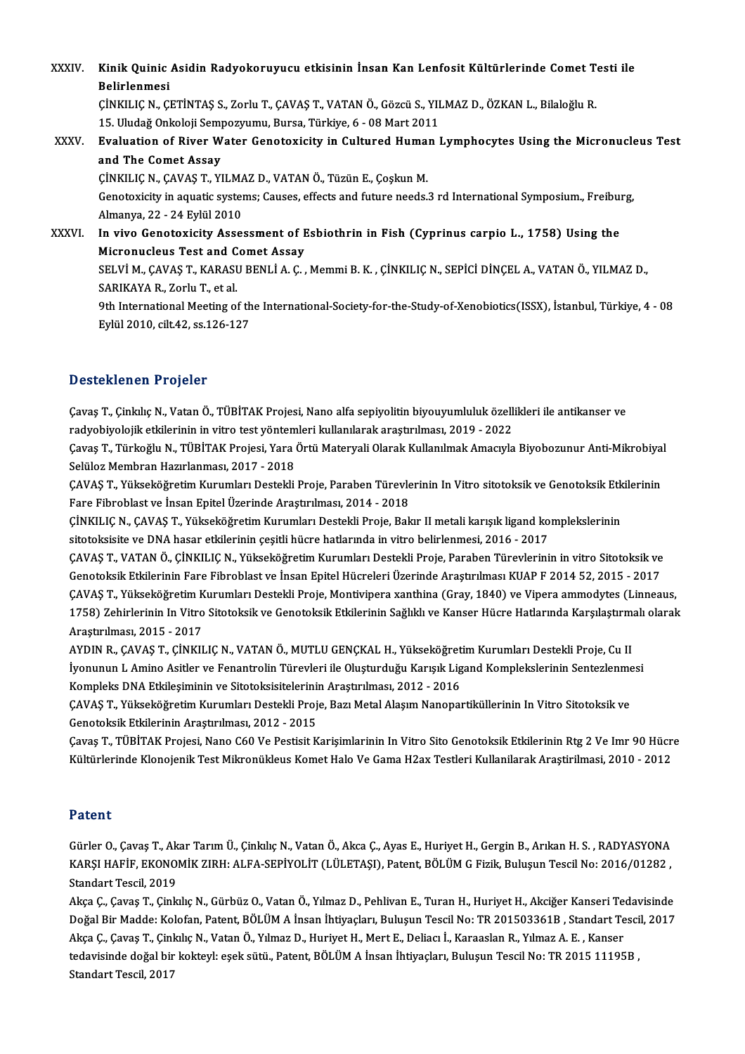XXXIV. **Kinik Quinic Asidin Radyokoruyucu etkisinin İnsan Kan Lenfosit Kültürlerinde Comet Testi ile Belirlenmesi**
ÇİNKILIÇ N., ÇETİNTAŞ S., Zorlu T., ÇAVAŞ T., VATAN Ö., Gözcü S., YILMAZ D., ÖZKAN L., Bilaloğlu R.
15. Uludağ Onkoloji Sempozyumu, Bursa, Türkiye, 6 - 08 Mart 2011

XXXV. **Evaluation of River Water Genotoxicity in Cultured Human Lymphocytes Using the Micronucleus Test and The Comet Assay**
ÇİNKILIÇ N., ÇAVAŞ T., YILMAZ D., VATAN Ö., Tüzün E., Çoşkun M.
Genotoxicity in aquatic systems; Causes, effects and future needs.3 rd International Symposium., Freiburg, Almanya, 22 - 24 Eylül 2010

XXXVI. **In vivo Genotoxicity Assessment of Esbiothrin in Fish (Cyprinus carpio L., 1758) Using the Micronucleus Test and Comet Assay**
SELVİ M., ÇAVAŞ T., KARASU BENLİ A. Ç. , Memmi B. K. , ÇİNKILIÇ N., SEPİCİ DİNÇEL A., VATAN Ö., YILMAZ D., SARIKAYA R., Zorlu T., et al.
9th International Meeting of the International-Society-for-the-Study-of-Xenobiotics(ISSX), İstanbul, Türkiye, 4 - 08 Eylül 2010, cilt.42, ss.126-127

## Desteklenen Projeler

Çavaş T., Çinkılıç N., Vatan Ö., TÜBİTAK Projesi, Nano alfa sepiyolitin biyouyumluluk özellikleri ile antikanser ve radyobiyolojik etkilerinin in vitro test yöntemleri kullanılarak araştırılması, 2019 - 2022

Çavaş T., Türkoğlu N., TÜBİTAK Projesi, Yara Örtü Materyali Olarak Kullanılmak Amacıyla Biyobozunur Anti-Mikrobiyal Selüloz Membran Hazırlanması, 2017 - 2018

ÇAVAŞ T., Yükseköğretim Kurumları Destekli Proje, Paraben Türevlerinin In Vitro sitotoksik ve Genotoksik Etkilerinin Fare Fibroblast ve İnsan Epitel Üzerinde Araştırılması, 2014 - 2018

ÇİNKILIÇ N., ÇAVAŞ T., Yükseköğretim Kurumları Destekli Proje, Bakır II metali karışık ligand komplekslerinin sitotoksisite ve DNA hasar etkilerinin çeşitli hücre hatlarında in vitro belirlenmesi, 2016 - 2017

ÇAVAŞ T., VATAN Ö., ÇİNKILIÇ N., Yükseköğretim Kurumları Destekli Proje, Paraben Türevlerinin in vitro Sitotoksik ve Genotoksik Etkilerinin Fare Fibroblast ve İnsan Epitel Hücreleri Üzerinde Araştırılması KUAP F 2014 52, 2015 - 2017

ÇAVAŞ T., Yükseköğretim Kurumları Destekli Proje, Montivipera xanthina (Gray, 1840) ve Vipera ammodytes (Linneaus, 1758) Zehirlerinin In Vitro Sitotoksik ve Genotoksik Etkilerinin Sağlıklı ve Kanser Hücre Hatlarında Karşılaştırmalı olarak Araştırılması, 2015 - 2017

AYDIN R., ÇAVAŞ T., ÇİNKILIÇ N., VATAN Ö., MUTLU GENÇKAL H., Yükseköğretim Kurumları Destekli Proje, Cu II İyonunun L Amino Asitler ve Fenantrolin Türevleri ile Oluşturduğu Karışık Ligand Komplekslerinin Sentezlenmesi Kompleks DNA Etkileşiminin ve Sitotoksisitelerinin Araştırılması, 2012 - 2016

ÇAVAŞ T., Yükseköğretim Kurumları Destekli Proje, Bazı Metal Alaşım Nanopartiküllerinin In Vitro Sitotoksik ve Genotoksik Etkilerinin Araştırılması, 2012 - 2015

Çavaş T., TÜBİTAK Projesi, Nano C60 Ve Pestisit Karişimlarinin In Vitro Sito Genotoksik Etkilerinin Rtg 2 Ve Imr 90 Hücre Kültürlerinde Klonojenik Test Mikronükleus Komet Halo Ve Gama H2ax Testleri Kullanilarak Araştirilmasi, 2010 - 2012

## Patent

Gürler O., Çavaş T., Akar Tarım Ü., Çinkılıç N., Vatan Ö., Akca Ç., Ayas E., Huriyet H., Gergin B., Arıkan H. S. , RADYASYONA KARŞI HAFİF, EKONOMİK ZIRH: ALFA-SEPİYOLİT (LÜLETAŞI), Patent, BÖLÜM G Fizik, Buluşun Tescil No: 2016/01282 , Standart Tescil, 2019

Akça Ç., Çavaş T., Çinkılıç N., Gürbüz O., Vatan Ö., Yılmaz D., Pehlivan E., Turan H., Huriyet H., Akciğer Kanseri Tedavisinde Doğal Bir Madde: Kolofan, Patent, BÖLÜM A İnsan İhtiyaçları, Buluşun Tescil No: TR 201503361B , Standart Tescil, 2017

Akça Ç., Çavaş T., Çinkılıç N., Vatan Ö., Yılmaz D., Huriyet H., Mert E., Deliacı İ., Karaaslan R., Yılmaz A. E. , Kanser tedavisinde doğal bir kokteyl: eşek sütü., Patent, BÖLÜM A İnsan İhtiyaçları, Buluşun Tescil No: TR 2015 11195B , Standart Tescil, 2017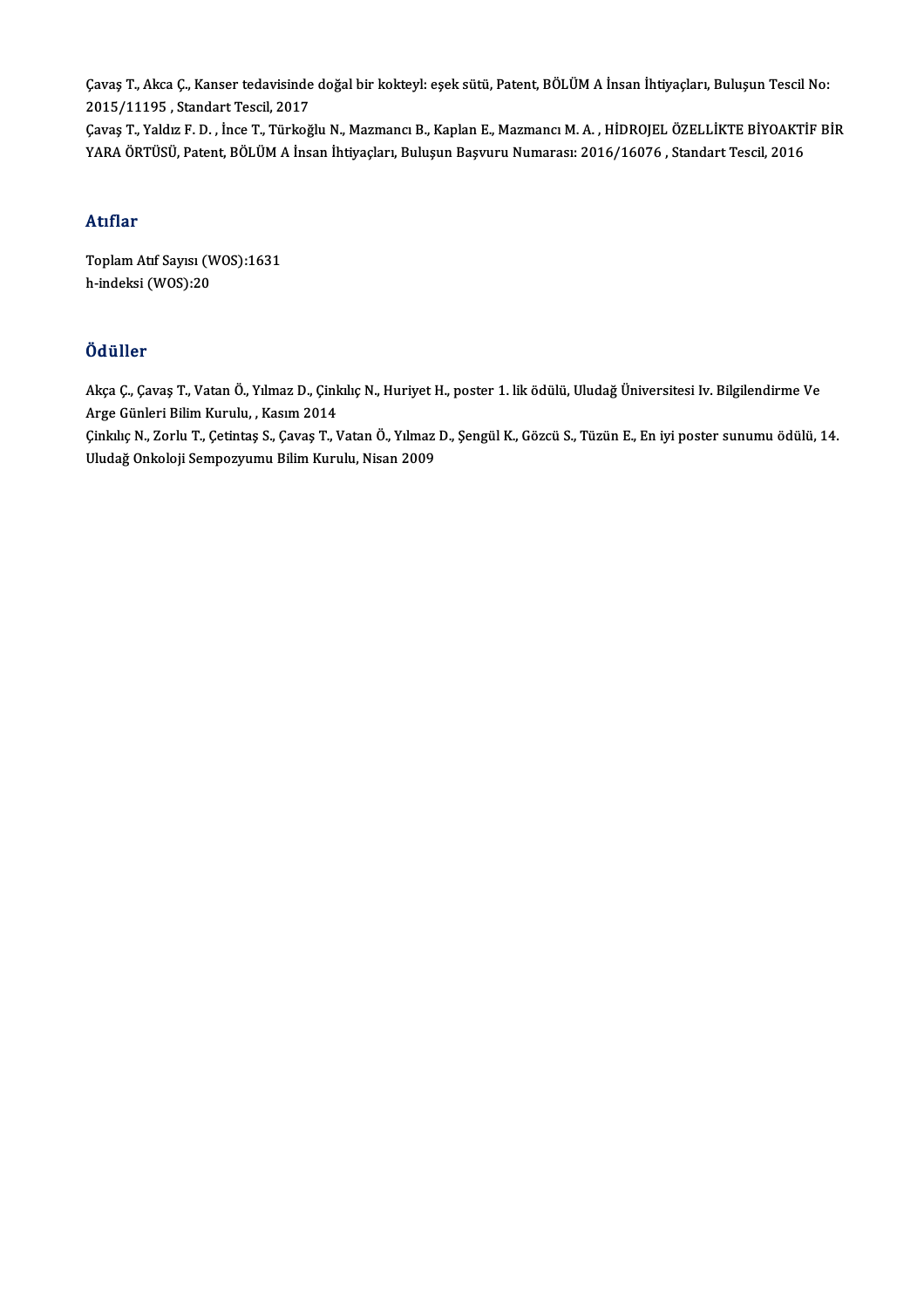Çavaş T., Akca Ç., Kanser tedavisinde doğal bir kokteyl: eşek sütü, Patent, BÖLÜM A İnsan İhtiyaçları, Buluşun Tescil No: 2015/11195 , Standart Tescil, 2017

Çavaş T., Yaldız F. D. , İnce T., Türkoğlu N., Mazmancı B., Kaplan E., Mazmancı M. A. , HİDROJEL ÖZELLİKTE BİYOAKTİF BİR YARA ÖRTÜSÜ, Patent, BÖLÜM A İnsan İhtiyaçları, Buluşun Başvuru Numarası: 2016/16076 , Standart Tescil, 2016

## Atıflar

Toplam Atıf Sayısı (WOS):1631
h-indeksi (WOS):20

## Ödüller

Akça Ç., Çavaş T., Vatan Ö., Yılmaz D., Çinkılıç N., Huriyet H., poster 1. lik ödülü, Uludağ Üniversitesi Iv. Bilgilendirme Ve Arge Günleri Bilim Kurulu, , Kasım 2014

Çinkılıç N., Zorlu T., Çetintaş S., Çavaş T., Vatan Ö., Yılmaz D., Şengül K., Gözcü S., Tüzün E., En iyi poster sunumu ödülü, 14. Uludağ Onkoloji Sempozyumu Bilim Kurulu, Nisan 2009